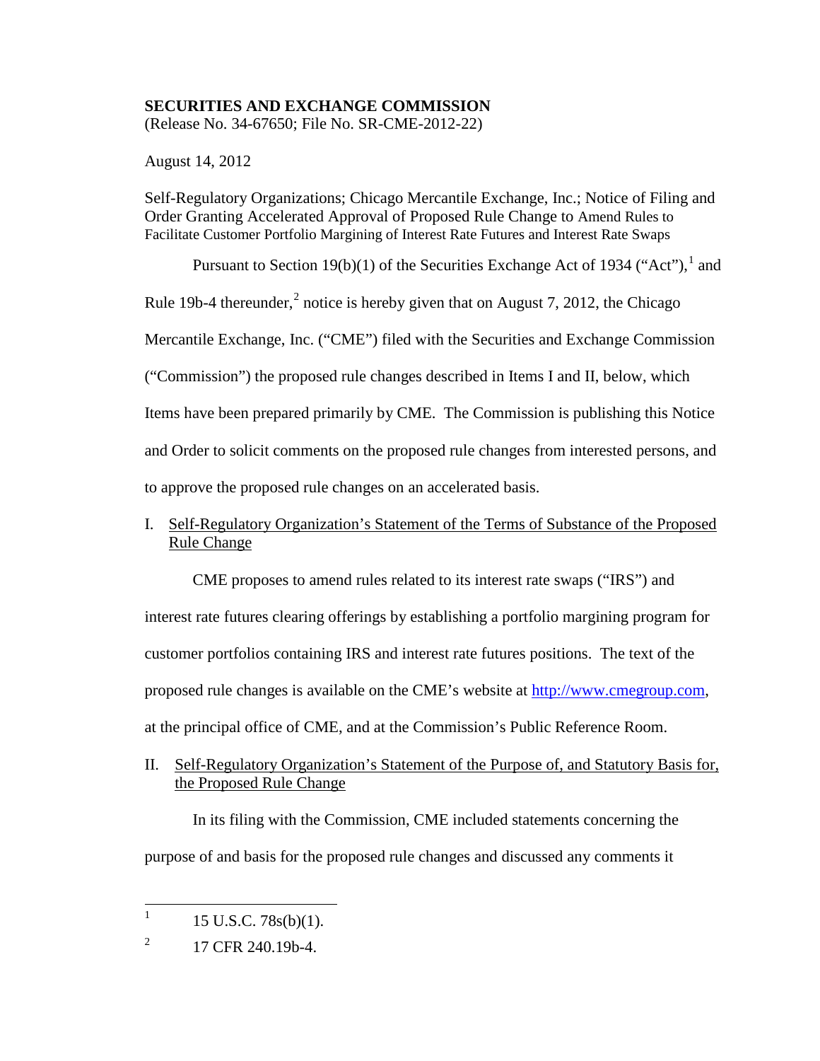**SECURITIES AND EXCHANGE COMMISSION**
(Release No. 34-67650; File No. SR-CME-2012-22)

August 14, 2012

Self-Regulatory Organizations; Chicago Mercantile Exchange, Inc.; Notice of Filing and Order Granting Accelerated Approval of Proposed Rule Change to Amend Rules to Facilitate Customer Portfolio Margining of Interest Rate Futures and Interest Rate Swaps

Pursuant to Section 19(b)(1) of the Securities Exchange Act of 1934 ("Act"),[1] and Rule 19b-4 thereunder,[2] notice is hereby given that on August 7, 2012, the Chicago Mercantile Exchange, Inc. ("CME") filed with the Securities and Exchange Commission ("Commission") the proposed rule changes described in Items I and II, below, which Items have been prepared primarily by CME. The Commission is publishing this Notice and Order to solicit comments on the proposed rule changes from interested persons, and to approve the proposed rule changes on an accelerated basis.

I. Self-Regulatory Organization's Statement of the Terms of Substance of the Proposed Rule Change

CME proposes to amend rules related to its interest rate swaps ("IRS") and interest rate futures clearing offerings by establishing a portfolio margining program for customer portfolios containing IRS and interest rate futures positions. The text of the proposed rule changes is available on the CME's website at http://www.cmegroup.com, at the principal office of CME, and at the Commission's Public Reference Room.

II. Self-Regulatory Organization's Statement of the Purpose of, and Statutory Basis for, the Proposed Rule Change

In its filing with the Commission, CME included statements concerning the purpose of and basis for the proposed rule changes and discussed any comments it

---

[1] 15 U.S.C. 78s(b)(1).

[2] 17 CFR 240.19b-4.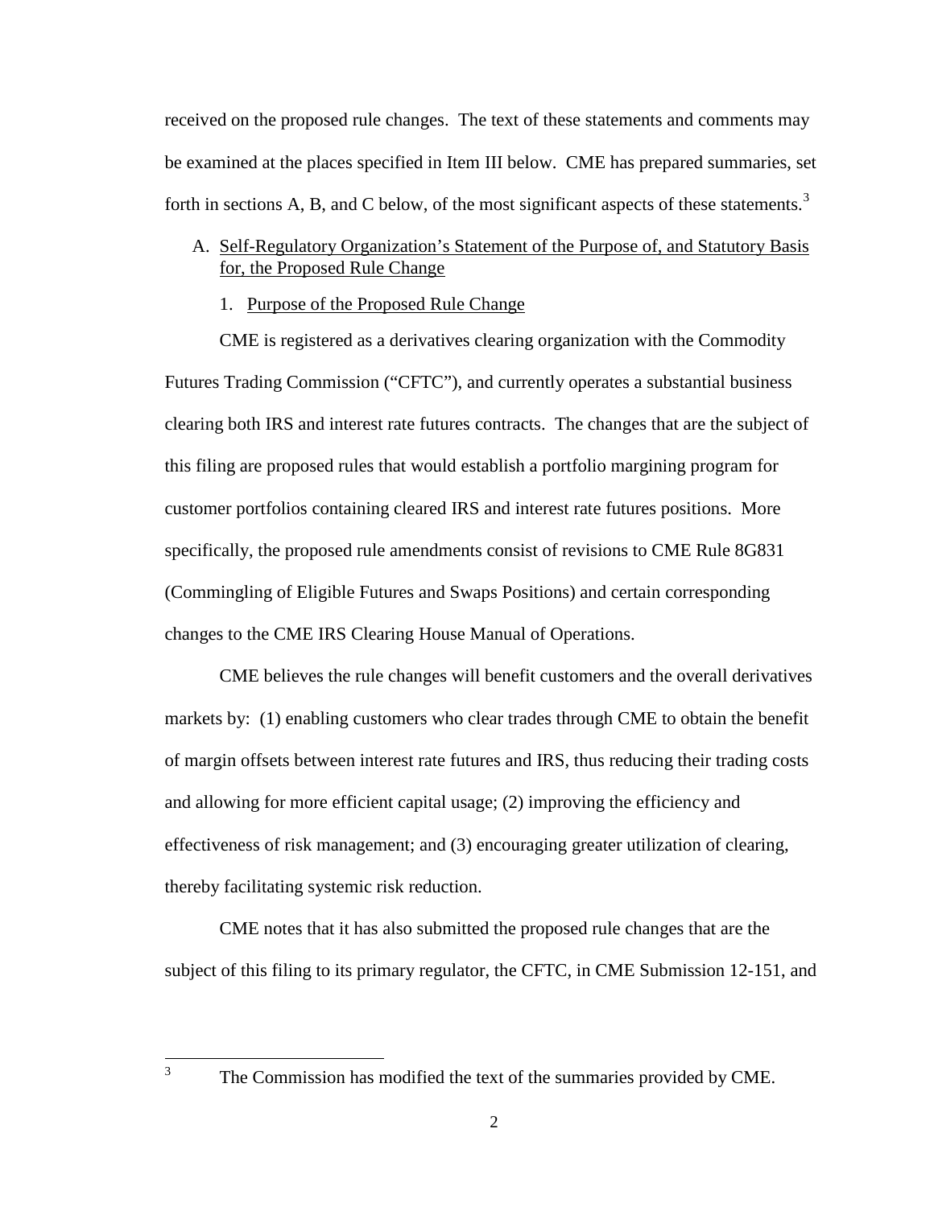received on the proposed rule changes. The text of these statements and comments may be examined at the places specified in Item III below. CME has prepared summaries, set forth in sections A, B, and C below, of the most significant aspects of these statements.[3]

A. Self-Regulatory Organization's Statement of the Purpose of, and Statutory Basis for, the Proposed Rule Change

1. Purpose of the Proposed Rule Change

CME is registered as a derivatives clearing organization with the Commodity Futures Trading Commission ("CFTC"), and currently operates a substantial business clearing both IRS and interest rate futures contracts. The changes that are the subject of this filing are proposed rules that would establish a portfolio margining program for customer portfolios containing cleared IRS and interest rate futures positions. More specifically, the proposed rule amendments consist of revisions to CME Rule 8G831 (Commingling of Eligible Futures and Swaps Positions) and certain corresponding changes to the CME IRS Clearing House Manual of Operations.

CME believes the rule changes will benefit customers and the overall derivatives markets by: (1) enabling customers who clear trades through CME to obtain the benefit of margin offsets between interest rate futures and IRS, thus reducing their trading costs and allowing for more efficient capital usage; (2) improving the efficiency and effectiveness of risk management; and (3) encouraging greater utilization of clearing, thereby facilitating systemic risk reduction.

CME notes that it has also submitted the proposed rule changes that are the subject of this filing to its primary regulator, the CFTC, in CME Submission 12-151, and

---

[3] The Commission has modified the text of the summaries provided by CME.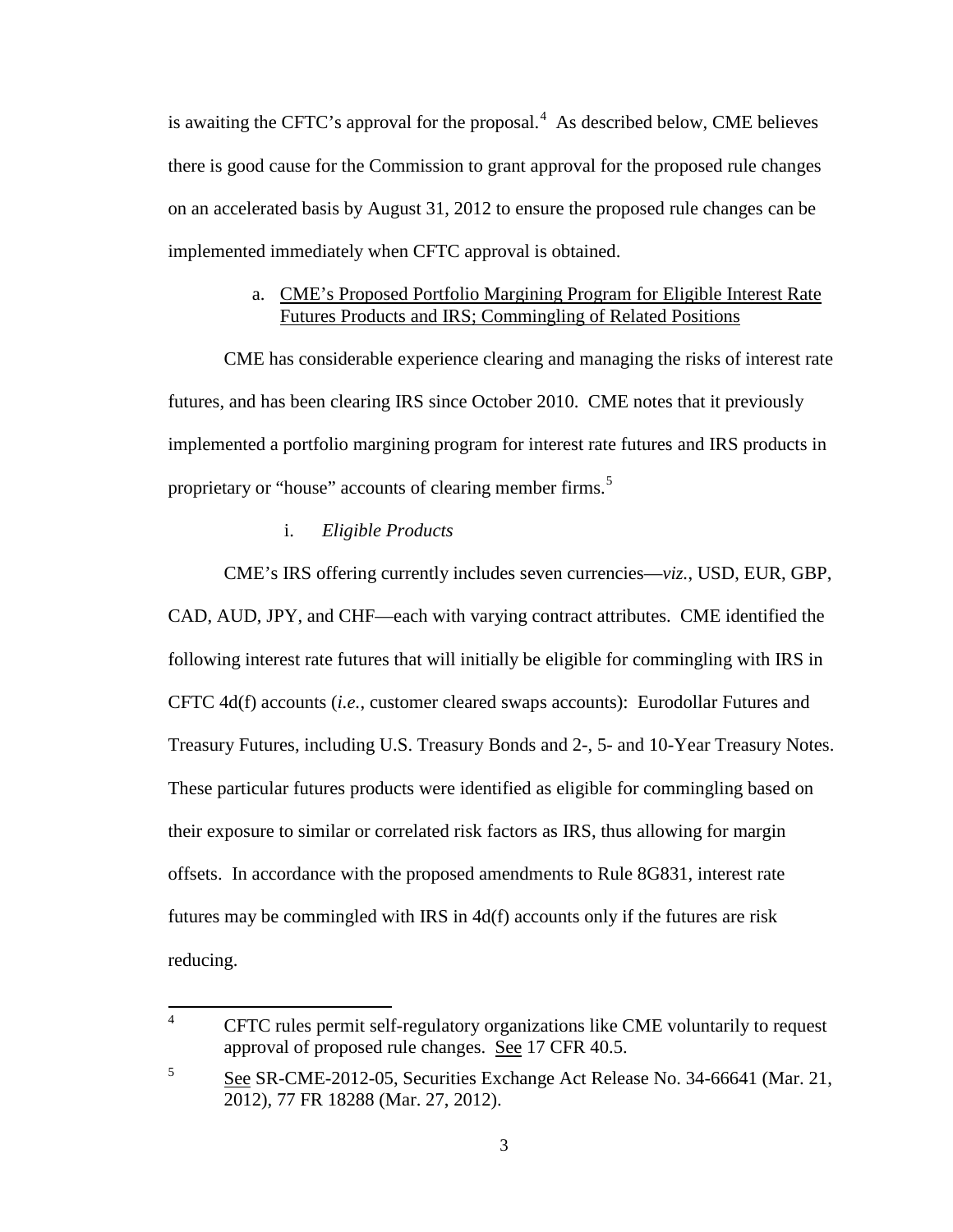is awaiting the CFTC's approval for the proposal.[4] As described below, CME believes there is good cause for the Commission to grant approval for the proposed rule changes on an accelerated basis by August 31, 2012 to ensure the proposed rule changes can be implemented immediately when CFTC approval is obtained.

a. <u>CME's Proposed Portfolio Margining Program for Eligible Interest Rate Futures Products and IRS; Commingling of Related Positions</u>

CME has considerable experience clearing and managing the risks of interest rate futures, and has been clearing IRS since October 2010. CME notes that it previously implemented a portfolio margining program for interest rate futures and IRS products in proprietary or "house" accounts of clearing member firms.[5]

i. *Eligible Products*

CME's IRS offering currently includes seven currencies—*viz.*, USD, EUR, GBP, CAD, AUD, JPY, and CHF—each with varying contract attributes. CME identified the following interest rate futures that will initially be eligible for commingling with IRS in CFTC 4d(f) accounts (*i.e.*, customer cleared swaps accounts): Eurodollar Futures and Treasury Futures, including U.S. Treasury Bonds and 2-, 5- and 10-Year Treasury Notes. These particular futures products were identified as eligible for commingling based on their exposure to similar or correlated risk factors as IRS, thus allowing for margin offsets. In accordance with the proposed amendments to Rule 8G831, interest rate futures may be commingled with IRS in 4d(f) accounts only if the futures are risk reducing.

---

[4] CFTC rules permit self-regulatory organizations like CME voluntarily to request approval of proposed rule changes. <u>See</u> 17 CFR 40.5.

[5] <u>See</u> SR-CME-2012-05, Securities Exchange Act Release No. 34-66641 (Mar. 21, 2012), 77 FR 18288 (Mar. 27, 2012).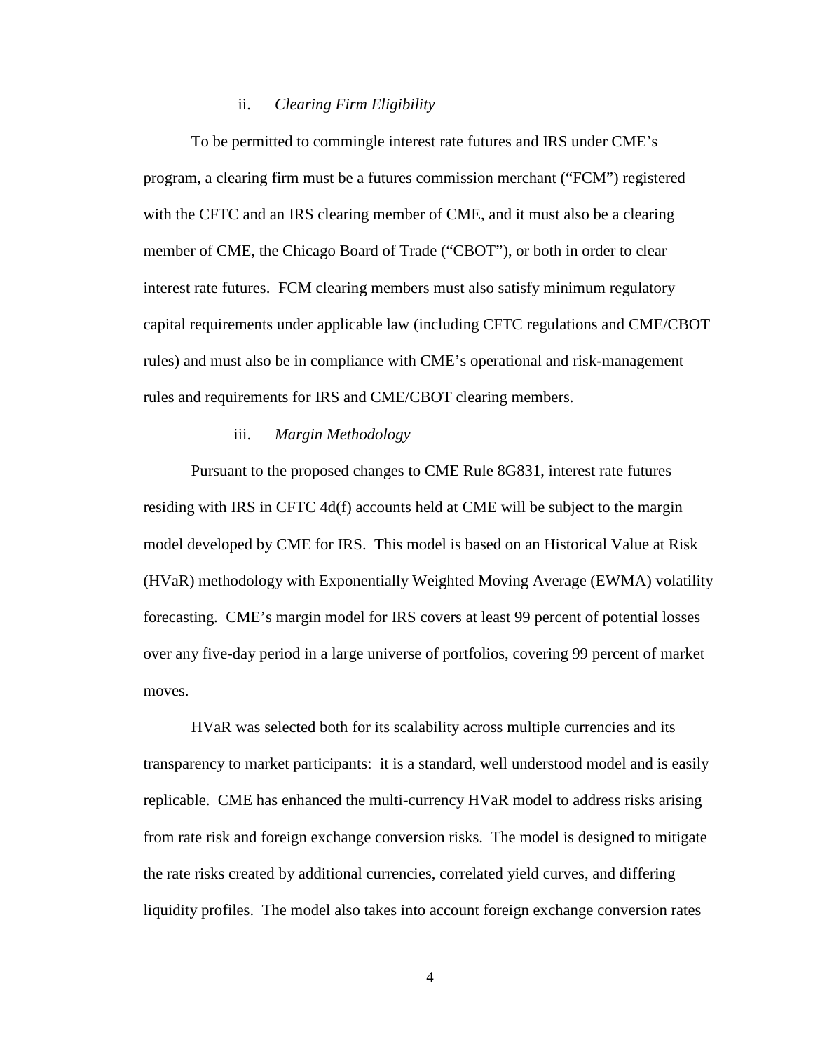ii. *Clearing Firm Eligibility*

To be permitted to commingle interest rate futures and IRS under CME's program, a clearing firm must be a futures commission merchant ("FCM") registered with the CFTC and an IRS clearing member of CME, and it must also be a clearing member of CME, the Chicago Board of Trade ("CBOT"), or both in order to clear interest rate futures. FCM clearing members must also satisfy minimum regulatory capital requirements under applicable law (including CFTC regulations and CME/CBOT rules) and must also be in compliance with CME's operational and risk-management rules and requirements for IRS and CME/CBOT clearing members.

iii. *Margin Methodology*

Pursuant to the proposed changes to CME Rule 8G831, interest rate futures residing with IRS in CFTC 4d(f) accounts held at CME will be subject to the margin model developed by CME for IRS. This model is based on an Historical Value at Risk (HVaR) methodology with Exponentially Weighted Moving Average (EWMA) volatility forecasting. CME's margin model for IRS covers at least 99 percent of potential losses over any five-day period in a large universe of portfolios, covering 99 percent of market moves.

HVaR was selected both for its scalability across multiple currencies and its transparency to market participants: it is a standard, well understood model and is easily replicable. CME has enhanced the multi-currency HVaR model to address risks arising from rate risk and foreign exchange conversion risks. The model is designed to mitigate the rate risks created by additional currencies, correlated yield curves, and differing liquidity profiles. The model also takes into account foreign exchange conversion rates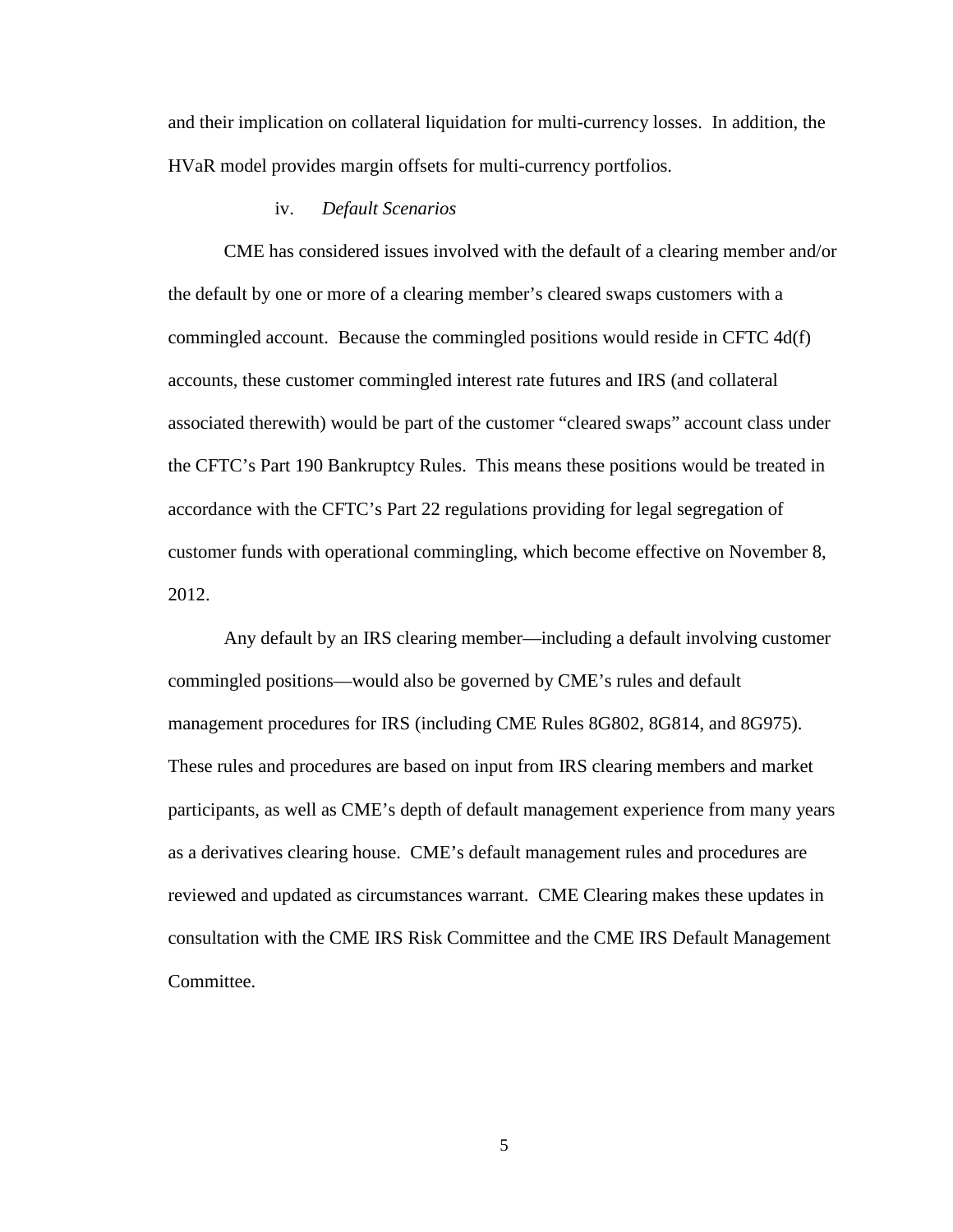and their implication on collateral liquidation for multi-currency losses. In addition, the HVaR model provides margin offsets for multi-currency portfolios.

iv. *Default Scenarios*

CME has considered issues involved with the default of a clearing member and/or the default by one or more of a clearing member's cleared swaps customers with a commingled account. Because the commingled positions would reside in CFTC 4d(f) accounts, these customer commingled interest rate futures and IRS (and collateral associated therewith) would be part of the customer "cleared swaps" account class under the CFTC's Part 190 Bankruptcy Rules. This means these positions would be treated in accordance with the CFTC's Part 22 regulations providing for legal segregation of customer funds with operational commingling, which become effective on November 8, 2012.

Any default by an IRS clearing member—including a default involving customer commingled positions—would also be governed by CME's rules and default management procedures for IRS (including CME Rules 8G802, 8G814, and 8G975). These rules and procedures are based on input from IRS clearing members and market participants, as well as CME's depth of default management experience from many years as a derivatives clearing house. CME's default management rules and procedures are reviewed and updated as circumstances warrant. CME Clearing makes these updates in consultation with the CME IRS Risk Committee and the CME IRS Default Management Committee.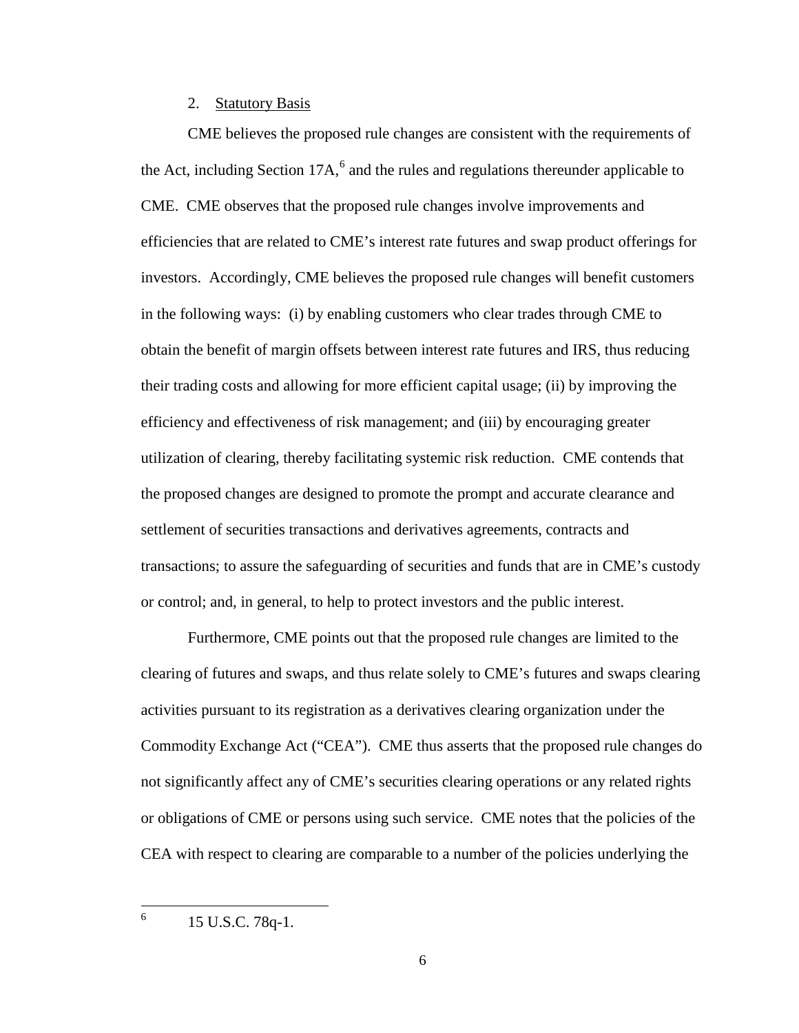2. Statutory Basis

CME believes the proposed rule changes are consistent with the requirements of the Act, including Section 17A,[6] and the rules and regulations thereunder applicable to CME. CME observes that the proposed rule changes involve improvements and efficiencies that are related to CME's interest rate futures and swap product offerings for investors. Accordingly, CME believes the proposed rule changes will benefit customers in the following ways: (i) by enabling customers who clear trades through CME to obtain the benefit of margin offsets between interest rate futures and IRS, thus reducing their trading costs and allowing for more efficient capital usage; (ii) by improving the efficiency and effectiveness of risk management; and (iii) by encouraging greater utilization of clearing, thereby facilitating systemic risk reduction. CME contends that the proposed changes are designed to promote the prompt and accurate clearance and settlement of securities transactions and derivatives agreements, contracts and transactions; to assure the safeguarding of securities and funds that are in CME's custody or control; and, in general, to help to protect investors and the public interest.

Furthermore, CME points out that the proposed rule changes are limited to the clearing of futures and swaps, and thus relate solely to CME's futures and swaps clearing activities pursuant to its registration as a derivatives clearing organization under the Commodity Exchange Act ("CEA"). CME thus asserts that the proposed rule changes do not significantly affect any of CME's securities clearing operations or any related rights or obligations of CME or persons using such service. CME notes that the policies of the CEA with respect to clearing are comparable to a number of the policies underlying the

[6] 15 U.S.C. 78q-1.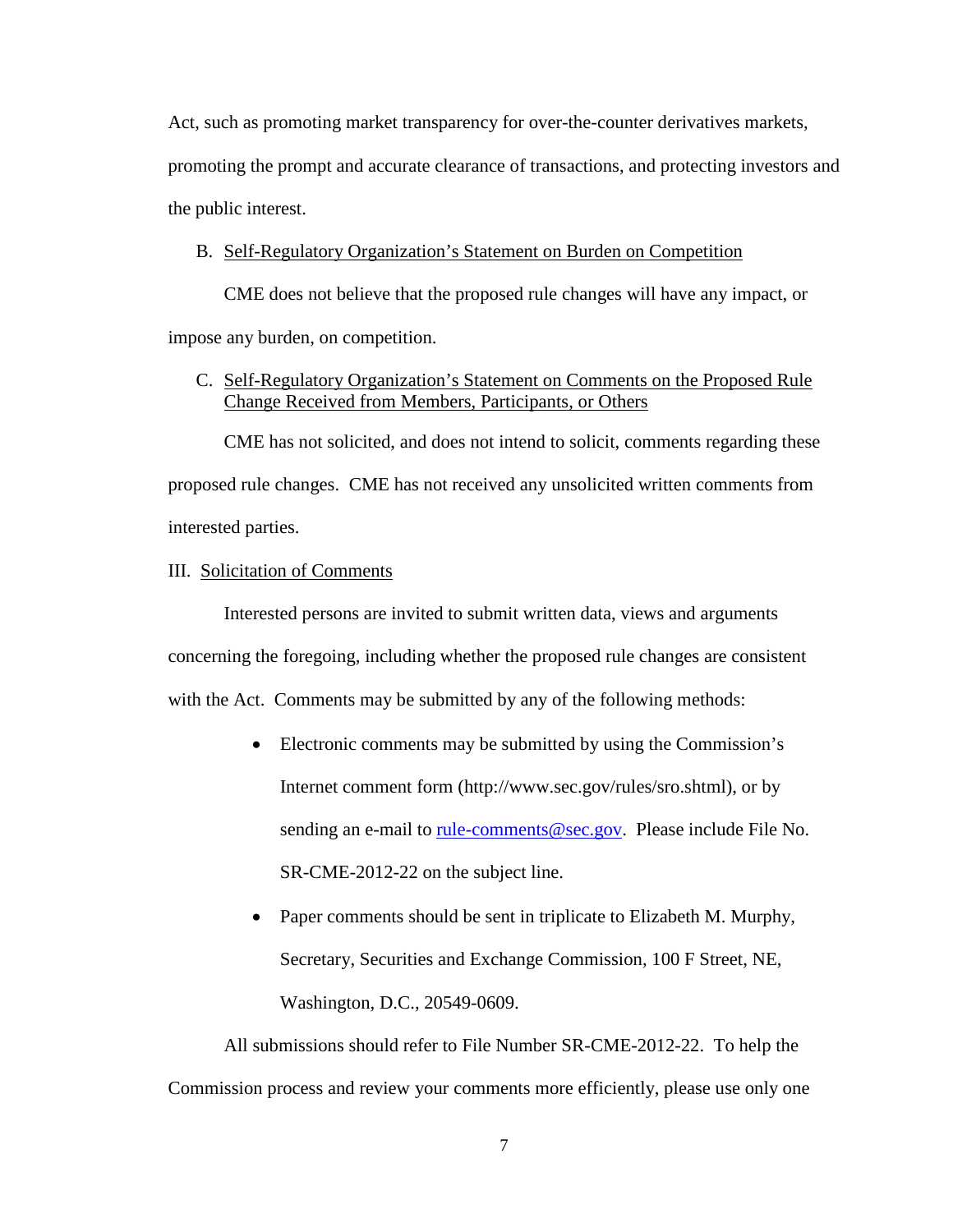Act, such as promoting market transparency for over-the-counter derivatives markets, promoting the prompt and accurate clearance of transactions, and protecting investors and the public interest.

B. Self-Regulatory Organization's Statement on Burden on Competition

CME does not believe that the proposed rule changes will have any impact, or impose any burden, on competition.

C. Self-Regulatory Organization's Statement on Comments on the Proposed Rule Change Received from Members, Participants, or Others

CME has not solicited, and does not intend to solicit, comments regarding these proposed rule changes. CME has not received any unsolicited written comments from interested parties.

III. Solicitation of Comments

Interested persons are invited to submit written data, views and arguments concerning the foregoing, including whether the proposed rule changes are consistent with the Act. Comments may be submitted by any of the following methods:

- Electronic comments may be submitted by using the Commission's Internet comment form (http://www.sec.gov/rules/sro.shtml), or by sending an e-mail to rule-comments@sec.gov. Please include File No. SR-CME-2012-22 on the subject line.
- Paper comments should be sent in triplicate to Elizabeth M. Murphy, Secretary, Securities and Exchange Commission, 100 F Street, NE, Washington, D.C., 20549-0609.

All submissions should refer to File Number SR-CME-2012-22. To help the Commission process and review your comments more efficiently, please use only one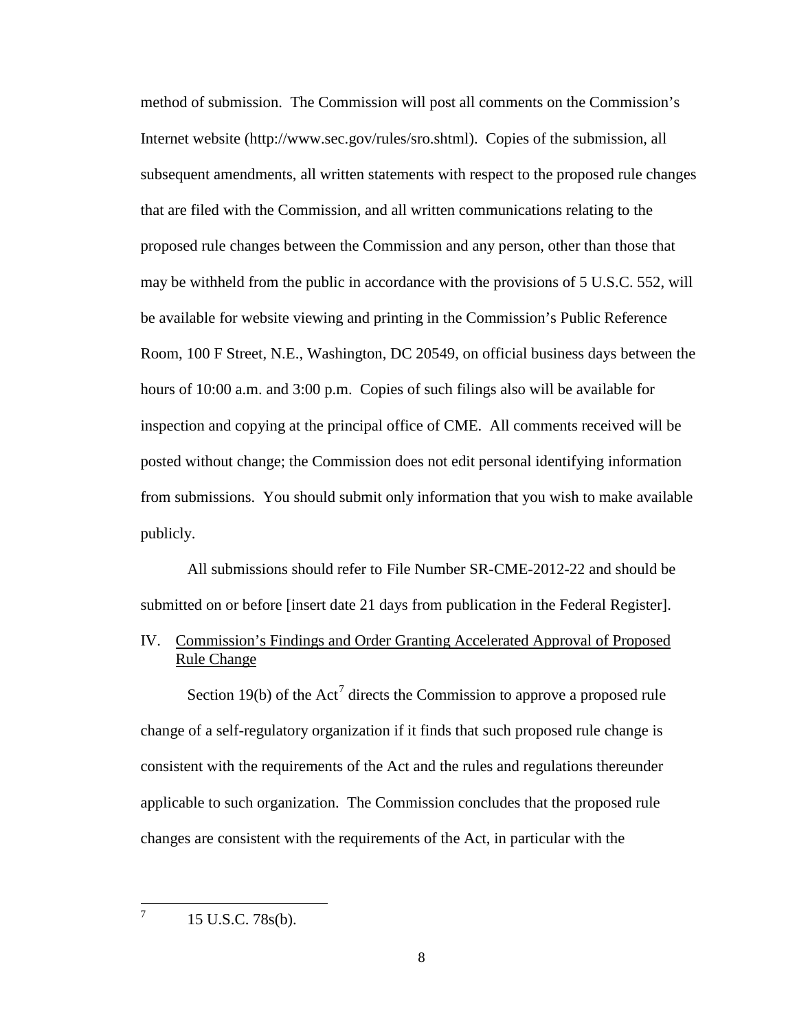method of submission. The Commission will post all comments on the Commission's Internet website (http://www.sec.gov/rules/sro.shtml). Copies of the submission, all subsequent amendments, all written statements with respect to the proposed rule changes that are filed with the Commission, and all written communications relating to the proposed rule changes between the Commission and any person, other than those that may be withheld from the public in accordance with the provisions of 5 U.S.C. 552, will be available for website viewing and printing in the Commission's Public Reference Room, 100 F Street, N.E., Washington, DC 20549, on official business days between the hours of 10:00 a.m. and 3:00 p.m. Copies of such filings also will be available for inspection and copying at the principal office of CME. All comments received will be posted without change; the Commission does not edit personal identifying information from submissions. You should submit only information that you wish to make available publicly.

All submissions should refer to File Number SR-CME-2012-22 and should be submitted on or before [insert date 21 days from publication in the Federal Register].

## IV. Commission's Findings and Order Granting Accelerated Approval of Proposed Rule Change

Section 19(b) of the Act[7] directs the Commission to approve a proposed rule change of a self-regulatory organization if it finds that such proposed rule change is consistent with the requirements of the Act and the rules and regulations thereunder applicable to such organization. The Commission concludes that the proposed rule changes are consistent with the requirements of the Act, in particular with the

---

[7] 15 U.S.C. 78s(b).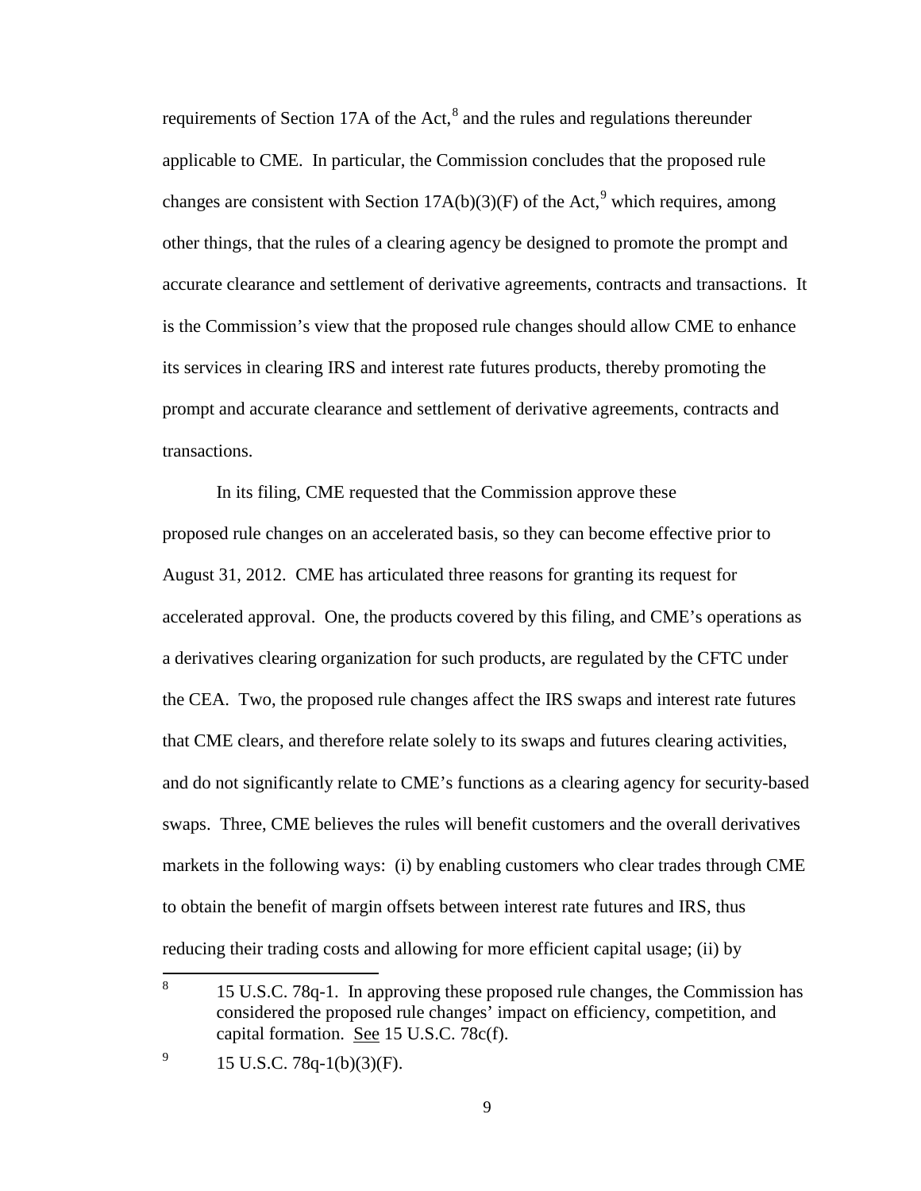requirements of Section 17A of the Act,[8] and the rules and regulations thereunder applicable to CME. In particular, the Commission concludes that the proposed rule changes are consistent with Section 17A(b)(3)(F) of the Act,[9] which requires, among other things, that the rules of a clearing agency be designed to promote the prompt and accurate clearance and settlement of derivative agreements, contracts and transactions. It is the Commission's view that the proposed rule changes should allow CME to enhance its services in clearing IRS and interest rate futures products, thereby promoting the prompt and accurate clearance and settlement of derivative agreements, contracts and transactions.

In its filing, CME requested that the Commission approve these proposed rule changes on an accelerated basis, so they can become effective prior to August 31, 2012. CME has articulated three reasons for granting its request for accelerated approval. One, the products covered by this filing, and CME's operations as a derivatives clearing organization for such products, are regulated by the CFTC under the CEA. Two, the proposed rule changes affect the IRS swaps and interest rate futures that CME clears, and therefore relate solely to its swaps and futures clearing activities, and do not significantly relate to CME's functions as a clearing agency for security-based swaps. Three, CME believes the rules will benefit customers and the overall derivatives markets in the following ways: (i) by enabling customers who clear trades through CME to obtain the benefit of margin offsets between interest rate futures and IRS, thus reducing their trading costs and allowing for more efficient capital usage; (ii) by

---

[8] 15 U.S.C. 78q-1. In approving these proposed rule changes, the Commission has considered the proposed rule changes' impact on efficiency, competition, and capital formation. See 15 U.S.C. 78c(f).

[9] 15 U.S.C. 78q-1(b)(3)(F).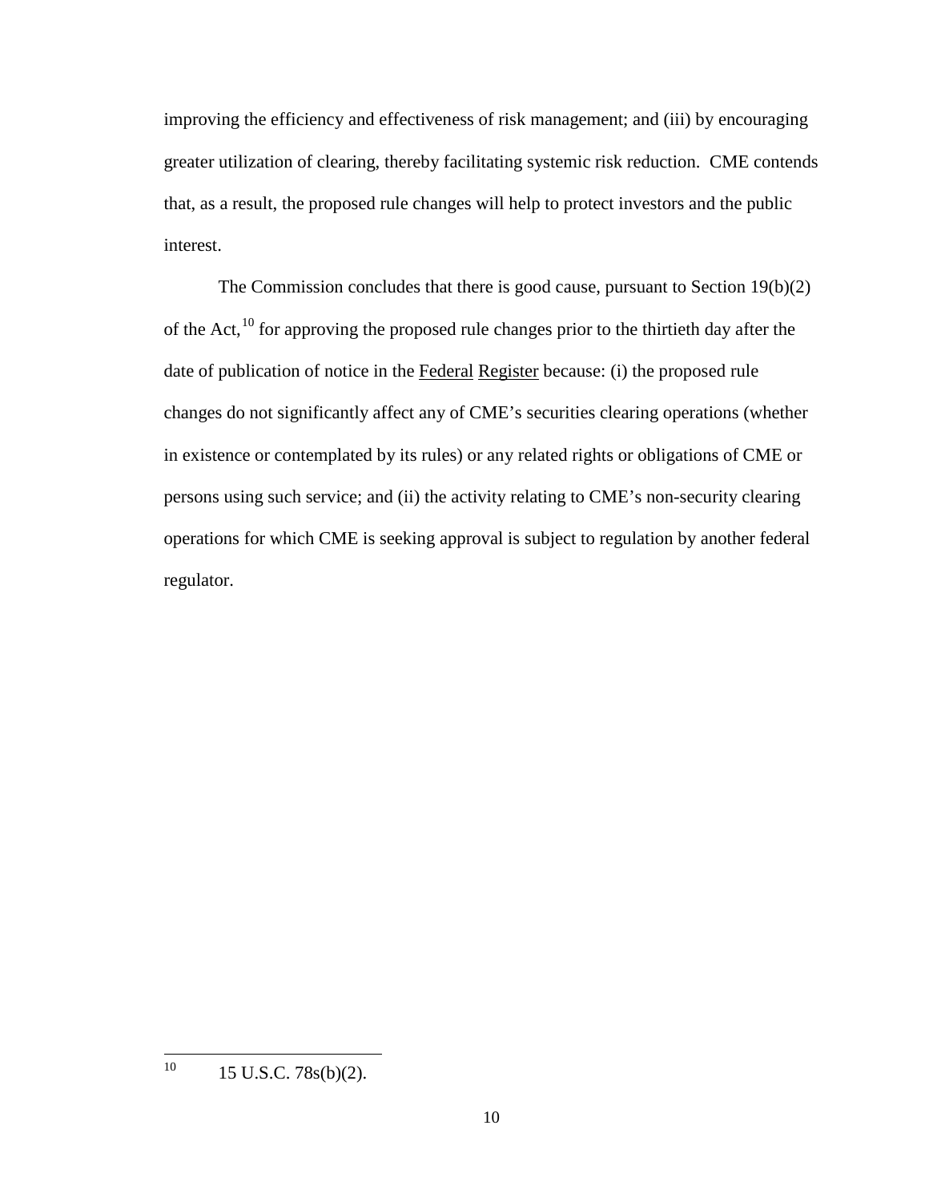improving the efficiency and effectiveness of risk management; and (iii) by encouraging greater utilization of clearing, thereby facilitating systemic risk reduction. CME contends that, as a result, the proposed rule changes will help to protect investors and the public interest.

The Commission concludes that there is good cause, pursuant to Section 19(b)(2) of the Act,[10] for approving the proposed rule changes prior to the thirtieth day after the date of publication of notice in the Federal Register because: (i) the proposed rule changes do not significantly affect any of CME's securities clearing operations (whether in existence or contemplated by its rules) or any related rights or obligations of CME or persons using such service; and (ii) the activity relating to CME's non-security clearing operations for which CME is seeking approval is subject to regulation by another federal regulator.

---

[10] 15 U.S.C. 78s(b)(2).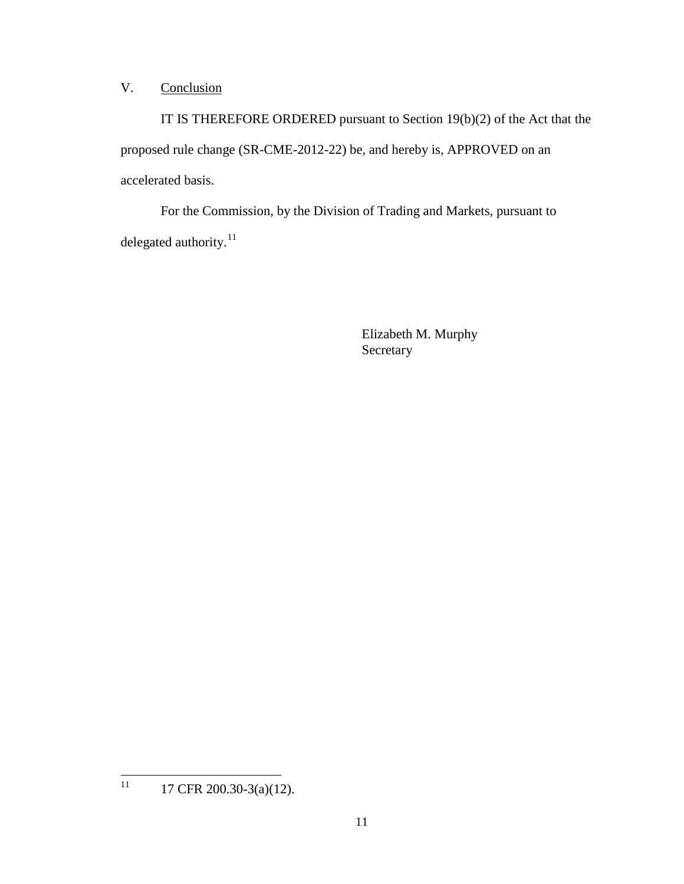## V. Conclusion

IT IS THEREFORE ORDERED pursuant to Section 19(b)(2) of the Act that the proposed rule change (SR-CME-2012-22) be, and hereby is, APPROVED on an accelerated basis.

For the Commission, by the Division of Trading and Markets, pursuant to delegated authority.[11]

Elizabeth M. Murphy
Secretary

---

[11] 17 CFR 200.30-3(a)(12).